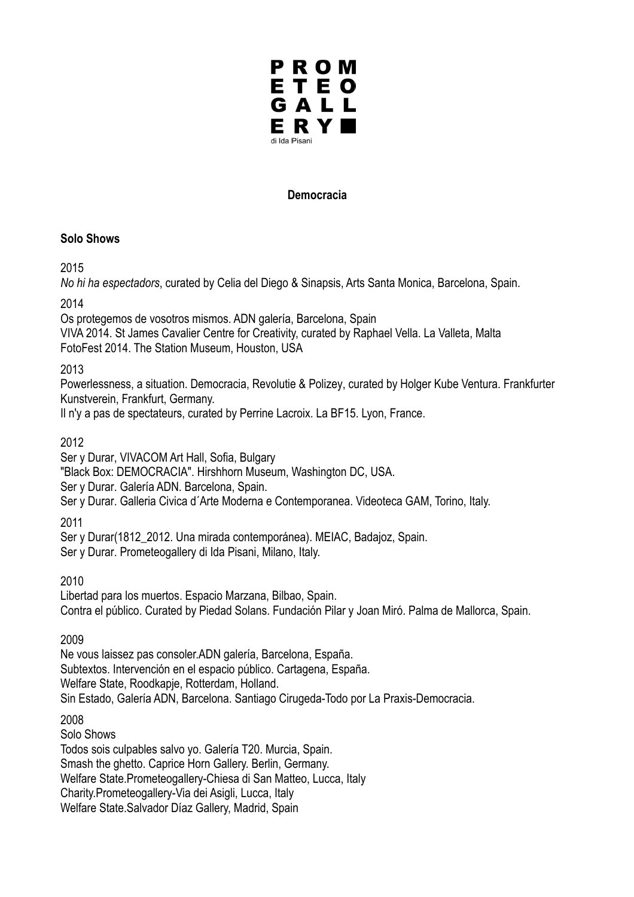PROM
ETEO
GALL
ERY
di Ida Pisani

## Democracia

### Solo Shows

2015

*No hi ha espectadors*, curated by Celia del Diego & Sinapsis, Arts Santa Monica, Barcelona, Spain.

2014

Os protegemos de vosotros mismos. ADN galería, Barcelona, Spain
VIVA 2014. St James Cavalier Centre for Creativity, curated by Raphael Vella. La Valleta, Malta
FotoFest 2014. The Station Museum, Houston, USA

2013

Powerlessness, a situation. Democracia, Revolutie & Polizey, curated by Holger Kube Ventura. Frankfurter Kunstverein, Frankfurt, Germany.
Il n'y a pas de spectateurs, curated by Perrine Lacroix. La BF15. Lyon, France.

2012

Ser y Durar, VIVACOM Art Hall, Sofia, Bulgary
"Black Box: DEMOCRACIA". Hirshhorn Museum, Washington DC, USA.
Ser y Durar. Galería ADN. Barcelona, Spain.
Ser y Durar. Galleria Civica d´Arte Moderna e Contemporanea. Videoteca GAM, Torino, Italy.

2011

Ser y Durar(1812_2012. Una mirada contemporánea). MEIAC, Badajoz, Spain.
Ser y Durar. Prometeogallery di Ida Pisani, Milano, Italy.

2010

Libertad para los muertos. Espacio Marzana, Bilbao, Spain.
Contra el público. Curated by Piedad Solans. Fundación Pilar y Joan Miró. Palma de Mallorca, Spain.

2009

Ne vous laissez pas consoler.ADN galería, Barcelona, España.
Subtextos. Intervención en el espacio público. Cartagena, España.
Welfare State, Roodkapje, Rotterdam, Holland.
Sin Estado, Galería ADN, Barcelona. Santiago Cirugeda-Todo por La Praxis-Democracia.

2008

Solo Shows
Todos sois culpables salvo yo. Galería T20. Murcia, Spain.
Smash the ghetto. Caprice Horn Gallery. Berlin, Germany.
Welfare State.Prometeogallery-Chiesa di San Matteo, Lucca, Italy
Charity.Prometeogallery-Via dei Asigli, Lucca, Italy
Welfare State.Salvador Díaz Gallery, Madrid, Spain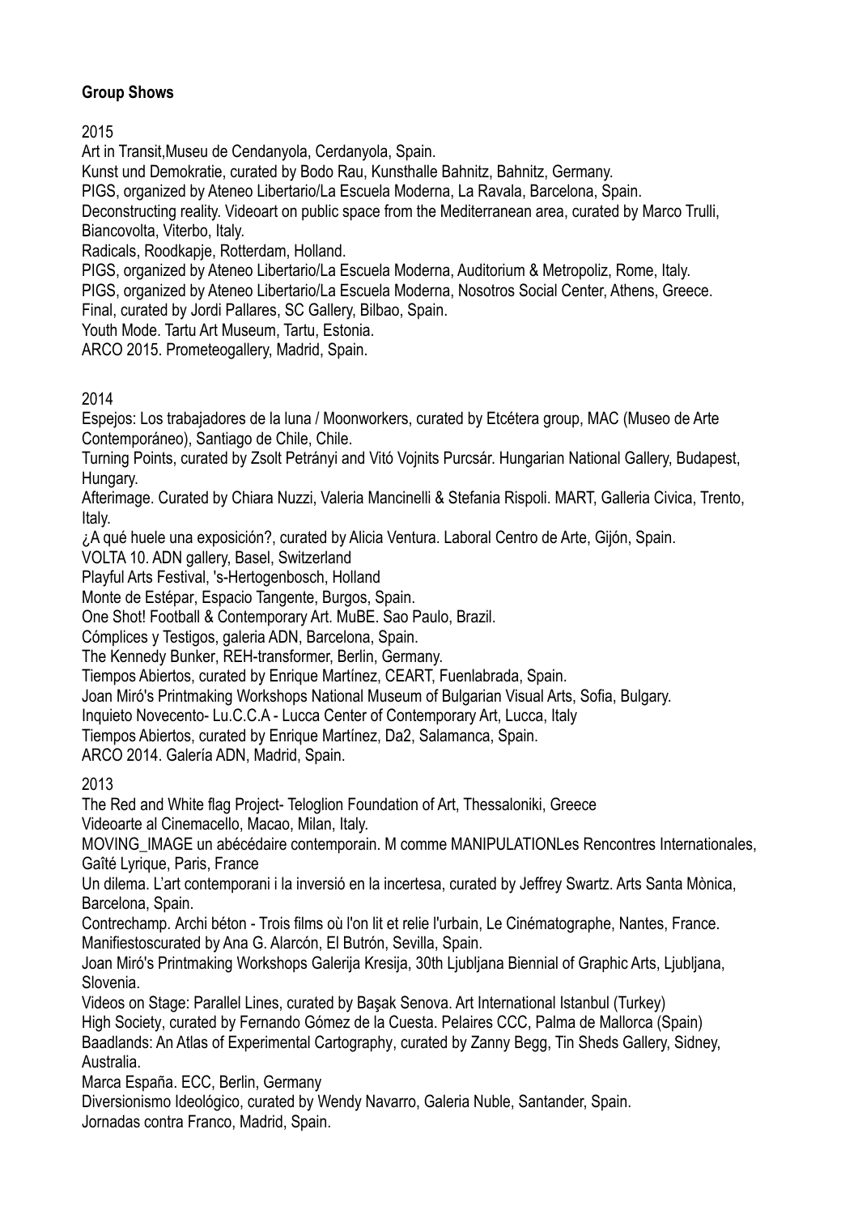**Group Shows**

2015

Art in Transit,Museu de Cendanyola, Cerdanyola, Spain.
Kunst und Demokratie, curated by Bodo Rau, Kunsthalle Bahnitz, Bahnitz, Germany.
PIGS, organized by Ateneo Libertario/La Escuela Moderna, La Ravala, Barcelona, Spain.
Deconstructing reality. Videoart on public space from the Mediterranean area, curated by Marco Trulli, Biancovolta, Viterbo, Italy.
Radicals, Roodkapje, Rotterdam, Holland.
PIGS, organized by Ateneo Libertario/La Escuela Moderna, Auditorium & Metropoliz, Rome, Italy.
PIGS, organized by Ateneo Libertario/La Escuela Moderna, Nosotros Social Center, Athens, Greece.
Final, curated by Jordi Pallares, SC Gallery, Bilbao, Spain.
Youth Mode. Tartu Art Museum, Tartu, Estonia.
ARCO 2015. Prometeogallery, Madrid, Spain.

2014

Espejos: Los trabajadores de la luna / Moonworkers, curated by Etcétera group, MAC (Museo de Arte Contemporáneo), Santiago de Chile, Chile.
Turning Points, curated by Zsolt Petrányi and Vitó Vojnits Purcsár. Hungarian National Gallery, Budapest, Hungary.
Afterimage. Curated by Chiara Nuzzi, Valeria Mancinelli & Stefania Rispoli. MART, Galleria Civica, Trento, Italy.
¿A qué huele una exposición?, curated by Alicia Ventura. Laboral Centro de Arte, Gijón, Spain.
VOLTA 10. ADN gallery, Basel, Switzerland
Playful Arts Festival, 's-Hertogenbosch, Holland
Monte de Estépar, Espacio Tangente, Burgos, Spain.
One Shot! Football & Contemporary Art. MuBE. Sao Paulo, Brazil.
Cómplices y Testigos, galeria ADN, Barcelona, Spain.
The Kennedy Bunker, REH-transformer, Berlin, Germany.
Tiempos Abiertos, curated by Enrique Martínez, CEART, Fuenlabrada, Spain.
Joan Miró's Printmaking Workshops National Museum of Bulgarian Visual Arts, Sofia, Bulgary.
Inquieto Novecento- Lu.C.C.A - Lucca Center of Contemporary Art, Lucca, Italy
Tiempos Abiertos, curated by Enrique Martínez, Da2, Salamanca, Spain.
ARCO 2014. Galería ADN, Madrid, Spain.

2013

The Red and White flag Project- Teloglion Foundation of Art, Thessaloniki, Greece
Videoarte al Cinemacello, Macao, Milan, Italy.
MOVING_IMAGE un abécédaire contemporain. M comme MANIPULATIONLes Rencontres Internationales, Gaîté Lyrique, Paris, France
Un dilema. L'art contemporani i la inversió en la incertesa, curated by Jeffrey Swartz. Arts Santa Mònica, Barcelona, Spain.
Contrechamp. Archi béton - Trois films où l'on lit et relie l'urbain, Le Cinématographe, Nantes, France.
Manifiestoscurated by Ana G. Alarcón, El Butrón, Sevilla, Spain.
Joan Miró's Printmaking Workshops Galerija Kresija, 30th Ljubljana Biennial of Graphic Arts, Ljubljana, Slovenia.
Videos on Stage: Parallel Lines, curated by Başak Senova. Art International Istanbul (Turkey)
High Society, curated by Fernando Gómez de la Cuesta. Pelaires CCC, Palma de Mallorca (Spain)
Baadlands: An Atlas of Experimental Cartography, curated by Zanny Begg, Tin Sheds Gallery, Sidney, Australia.
Marca España. ECC, Berlin, Germany
Diversionismo Ideológico, curated by Wendy Navarro, Galeria Nuble, Santander, Spain.
Jornadas contra Franco, Madrid, Spain.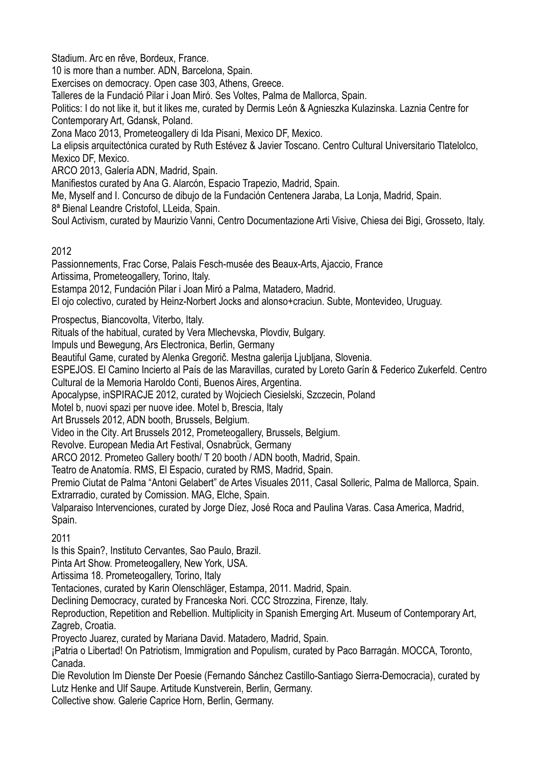Stadium. Arc en rêve, Bordeux, France.

10 is more than a number. ADN, Barcelona, Spain.

Exercises on democracy. Open case 303, Athens, Greece.

Talleres de la Fundació Pilar i Joan Miró. Ses Voltes, Palma de Mallorca, Spain.

Politics: I do not like it, but it likes me, curated by Dermis León & Agnieszka Kulazinska. Laznia Centre for Contemporary Art, Gdansk, Poland.

Zona Maco 2013, Prometeogallery di Ida Pisani, Mexico DF, Mexico.

La elipsis arquitectónica curated by Ruth Estévez & Javier Toscano. Centro Cultural Universitario Tlatelolco, Mexico DF, Mexico.

ARCO 2013, Galería ADN, Madrid, Spain.

Manifiestos curated by Ana G. Alarcón, Espacio Trapezio, Madrid, Spain.

Me, Myself and I. Concurso de dibujo de la Fundación Centenera Jaraba, La Lonja, Madrid, Spain.

8ª Bienal Leandre Cristofol, LLeida, Spain.

Soul Activism, curated by Maurizio Vanni, Centro Documentazione Arti Visive, Chiesa dei Bigi, Grosseto, Italy.

2012

Passionnements, Frac Corse, Palais Fesch-musée des Beaux-Arts, Ajaccio, France

Artissima, Prometeogallery, Torino, Italy.

Estampa 2012, Fundación Pilar i Joan Miró a Palma, Matadero, Madrid.

El ojo colectivo, curated by Heinz-Norbert Jocks and alonso+craciun. Subte, Montevideo, Uruguay.

Prospectus, Biancovolta, Viterbo, Italy.

Rituals of the habitual, curated by Vera Mlechevska, Plovdiv, Bulgary.

Impuls und Bewegung, Ars Electronica, Berlin, Germany

Beautiful Game, curated by Alenka Gregorič. Mestna galerija Ljubljana, Slovenia.

ESPEJOS. El Camino Incierto al País de las Maravillas, curated by Loreto Garín & Federico Zukerfeld. Centro Cultural de la Memoria Haroldo Conti, Buenos Aires, Argentina.

Apocalypse, inSPIRACJE 2012, curated by Wojciech Ciesielski, Szczecin, Poland

Motel b, nuovi spazi per nuove idee. Motel b, Brescia, Italy

Art Brussels 2012, ADN booth, Brussels, Belgium.

Video in the City. Art Brussels 2012, Prometeogallery, Brussels, Belgium.

Revolve. European Media Art Festival, Osnabrück, Germany

ARCO 2012. Prometeo Gallery booth/ T 20 booth / ADN booth, Madrid, Spain.

Teatro de Anatomía. RMS, El Espacio, curated by RMS, Madrid, Spain.

Premio Ciutat de Palma "Antoni Gelabert" de Artes Visuales 2011, Casal Solleric, Palma de Mallorca, Spain.

Extrarradio, curated by Comission. MAG, Elche, Spain.

Valparaiso Intervenciones, curated by Jorge Díez, José Roca and Paulina Varas. Casa America, Madrid, Spain.

2011

Is this Spain?, Instituto Cervantes, Sao Paulo, Brazil.

Pinta Art Show. Prometeogallery, New York, USA.

Artissima 18. Prometeogallery, Torino, Italy

Tentaciones, curated by Karin Olenschläger, Estampa, 2011. Madrid, Spain.

Declining Democracy, curated by Franceska Nori. CCC Strozzina, Firenze, Italy.

Reproduction, Repetition and Rebellion. Multiplicity in Spanish Emerging Art. Museum of Contemporary Art, Zagreb, Croatia.

Proyecto Juarez, curated by Mariana David. Matadero, Madrid, Spain.

¡Patria o Libertad! On Patriotism, Immigration and Populism, curated by Paco Barragán. MOCCA, Toronto, Canada.

Die Revolution Im Dienste Der Poesie (Fernando Sánchez Castillo-Santiago Sierra-Democracia), curated by Lutz Henke and Ulf Saupe. Artitude Kunstverein, Berlin, Germany.

Collective show. Galerie Caprice Horn, Berlin, Germany.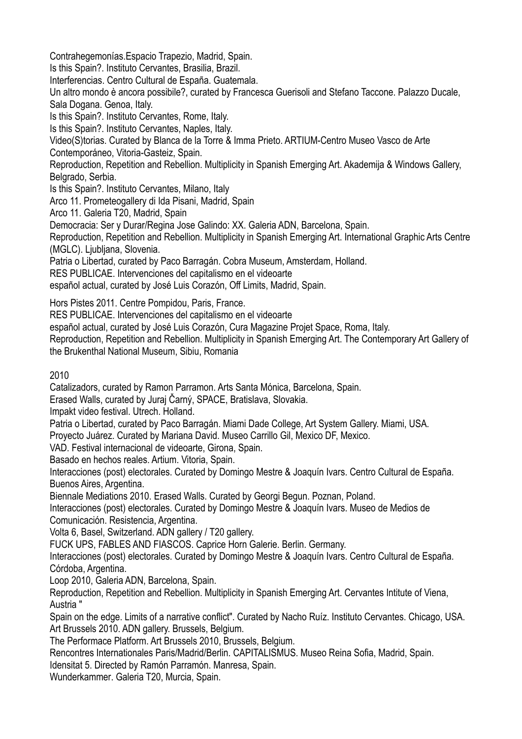Contrahegemonías.Espacio Trapezio, Madrid, Spain.
Is this Spain?. Instituto Cervantes, Brasilia, Brazil.
Interferencias. Centro Cultural de España. Guatemala.
Un altro mondo è ancora possibile?, curated by Francesca Guerisoli and Stefano Taccone. Palazzo Ducale, Sala Dogana. Genoa, Italy.
Is this Spain?. Instituto Cervantes, Rome, Italy.
Is this Spain?. Instituto Cervantes, Naples, Italy.
Video(S)torias. Curated by Blanca de la Torre & Imma Prieto. ARTIUM-Centro Museo Vasco de Arte Contemporáneo, Vitoria-Gasteiz, Spain.
Reproduction, Repetition and Rebellion. Multiplicity in Spanish Emerging Art. Akademija & Windows Gallery, Belgrado, Serbia.
Is this Spain?. Instituto Cervantes, Milano, Italy
Arco 11. Prometeogallery di Ida Pisani, Madrid, Spain
Arco 11. Galeria T20, Madrid, Spain
Democracia: Ser y Durar/Regina Jose Galindo: XX. Galeria ADN, Barcelona, Spain.
Reproduction, Repetition and Rebellion. Multiplicity in Spanish Emerging Art. International Graphic Arts Centre (MGLC). Ljubljana, Slovenia.
Patria o Libertad, curated by Paco Barragán. Cobra Museum, Amsterdam, Holland.
RES PUBLICAE. Intervenciones del capitalismo en el videoarte español actual, curated by José Luis Corazón, Off Limits, Madrid, Spain.

Hors Pistes 2011. Centre Pompidou, Paris, France.
RES PUBLICAE. Intervenciones del capitalismo en el videoarte español actual, curated by José Luis Corazón, Cura Magazine Projet Space, Roma, Italy.
Reproduction, Repetition and Rebellion. Multiplicity in Spanish Emerging Art. The Contemporary Art Gallery of the Brukenthal National Museum, Sibiu, Romania

2010

Catalizadors, curated by Ramon Parramon. Arts Santa Mónica, Barcelona, Spain.
Erased Walls, curated by Juraj Čarný, SPACE, Bratislava, Slovakia.
Impakt video festival. Utrech. Holland.
Patria o Libertad, curated by Paco Barragán. Miami Dade College, Art System Gallery. Miami, USA.
Proyecto Juárez. Curated by Mariana David. Museo Carrillo Gil, Mexico DF, Mexico.
VAD. Festival internacional de videoarte, Girona, Spain.
Basado en hechos reales. Artium. Vitoria, Spain.
Interacciones (post) electorales. Curated by Domingo Mestre & Joaquín Ivars. Centro Cultural de España. Buenos Aires, Argentina.
Biennale Mediations 2010. Erased Walls. Curated by Georgi Begun. Poznan, Poland.
Interacciones (post) electorales. Curated by Domingo Mestre & Joaquín Ivars. Museo de Medios de Comunicación. Resistencia, Argentina.
Volta 6, Basel, Switzerland. ADN gallery / T20 gallery.
FUCK UPS, FABLES AND FIASCOS. Caprice Horn Galerie. Berlin. Germany.
Interacciones (post) electorales. Curated by Domingo Mestre & Joaquín Ivars. Centro Cultural de España. Córdoba, Argentina.
Loop 2010, Galeria ADN, Barcelona, Spain.
Reproduction, Repetition and Rebellion. Multiplicity in Spanish Emerging Art. Cervantes Intitute of Viena, Austria "
Spain on the edge. Limits of a narrative conflict". Curated by Nacho Ruíz. Instituto Cervantes. Chicago, USA.
Art Brussels 2010. ADN gallery. Brussels, Belgium.
The Performace Platform. Art Brussels 2010, Brussels, Belgium.
Rencontres Internationales Paris/Madrid/Berlin. CAPITALISMUS. Museo Reina Sofia, Madrid, Spain.
Idensitat 5. Directed by Ramón Parramón. Manresa, Spain.
Wunderkammer. Galeria T20, Murcia, Spain.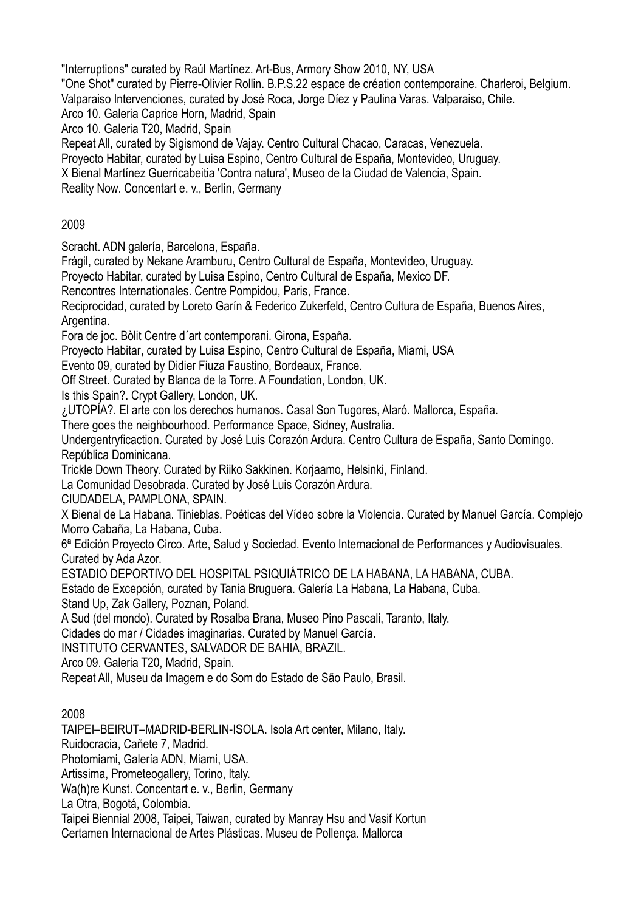"Interruptions" curated by Raúl Martínez. Art-Bus, Armory Show 2010, NY, USA
"One Shot" curated by Pierre-Olivier Rollin. B.P.S.22 espace de création contemporaine. Charleroi, Belgium.
Valparaiso Intervenciones, curated by José Roca, Jorge Díez y Paulina Varas. Valparaiso, Chile.
Arco 10. Galeria Caprice Horn, Madrid, Spain
Arco 10. Galeria T20, Madrid, Spain
Repeat All, curated by Sigismond de Vajay. Centro Cultural Chacao, Caracas, Venezuela.
Proyecto Habitar, curated by Luisa Espino, Centro Cultural de España, Montevideo, Uruguay.
X Bienal Martínez Guerricabeitia 'Contra natura', Museo de la Ciudad de Valencia, Spain.
Reality Now. Concentart e. v., Berlin, Germany

## 2009

Scracht. ADN galería, Barcelona, España.
Frágil, curated by Nekane Aramburu, Centro Cultural de España, Montevideo, Uruguay.
Proyecto Habitar, curated by Luisa Espino, Centro Cultural de España, Mexico DF.
Rencontres Internationales. Centre Pompidou, Paris, France.
Reciprocidad, curated by Loreto Garín & Federico Zukerfeld, Centro Cultura de España, Buenos Aires, Argentina.
Fora de joc. Bòlit Centre d´art contemporani. Girona, España.
Proyecto Habitar, curated by Luisa Espino, Centro Cultural de España, Miami, USA
Evento 09, curated by Didier Fiuza Faustino, Bordeaux, France.
Off Street. Curated by Blanca de la Torre. A Foundation, London, UK.
Is this Spain?. Crypt Gallery, London, UK.
¿UTOPÍA?. El arte con los derechos humanos. Casal Son Tugores, Alaró. Mallorca, España.
There goes the neighbourhood. Performance Space, Sidney, Australia.
Undergentryficaction. Curated by José Luis Corazón Ardura. Centro Cultura de España, Santo Domingo. República Dominicana.
Trickle Down Theory. Curated by Riiko Sakkinen. Korjaamo, Helsinki, Finland.
La Comunidad Desobrada. Curated by José Luis Corazón Ardura.
CIUDADELA, PAMPLONA, SPAIN.
X Bienal de La Habana. Tinieblas. Poéticas del Vídeo sobre la Violencia. Curated by Manuel García. Complejo Morro Cabaña, La Habana, Cuba.
6ª Edición Proyecto Circo. Arte, Salud y Sociedad. Evento Internacional de Performances y Audiovisuales. Curated by Ada Azor.
ESTADIO DEPORTIVO DEL HOSPITAL PSIQUIÁTRICO DE LA HABANA, LA HABANA, CUBA.
Estado de Excepción, curated by Tania Bruguera. Galería La Habana, La Habana, Cuba.
Stand Up, Zak Gallery, Poznan, Poland.
A Sud (del mondo). Curated by Rosalba Brana, Museo Pino Pascali, Taranto, Italy.
Cidades do mar / Cidades imaginarias. Curated by Manuel García.
INSTITUTO CERVANTES, SALVADOR DE BAHIA, BRAZIL.
Arco 09. Galeria T20, Madrid, Spain.
Repeat All, Museu da Imagem e do Som do Estado de São Paulo, Brasil.

## 2008

TAIPEI–BEIRUT–MADRID-BERLIN-ISOLA. Isola Art center, Milano, Italy.
Ruidocracia, Cañete 7, Madrid.
Photomiami, Galería ADN, Miami, USA.
Artissima, Prometeogallery, Torino, Italy.
Wa(h)re Kunst. Concentart e. v., Berlin, Germany
La Otra, Bogotá, Colombia.
Taipei Biennial 2008, Taipei, Taiwan, curated by Manray Hsu and Vasif Kortun
Certamen Internacional de Artes Plásticas. Museu de Pollença. Mallorca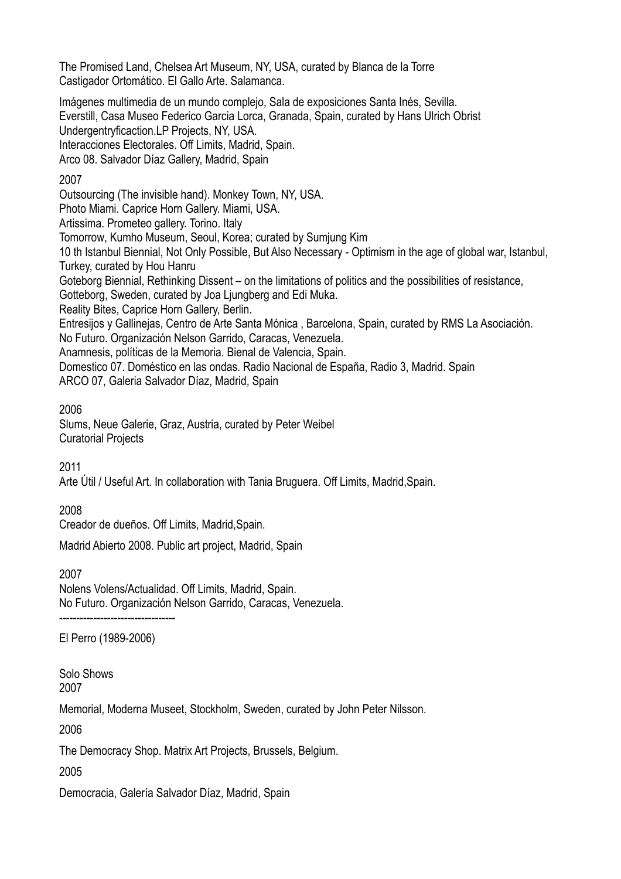The Promised Land, Chelsea Art Museum, NY, USA, curated by Blanca de la Torre
Castigador Ortomático. El Gallo Arte. Salamanca.

Imágenes multimedia de un mundo complejo, Sala de exposiciones Santa Inés, Sevilla.
Everstill, Casa Museo Federico Garcia Lorca, Granada, Spain, curated by Hans Ulrich Obrist
Undergentryficaction.LP Projects, NY, USA.
Interacciones Electorales. Off Limits, Madrid, Spain.
Arco 08. Salvador Díaz Gallery, Madrid, Spain

2007

Outsourcing (The invisible hand). Monkey Town, NY, USA.
Photo Miami. Caprice Horn Gallery. Miami, USA.
Artissima. Prometeo gallery. Torino. Italy
Tomorrow, Kumho Museum, Seoul, Korea; curated by Sumjung Kim
10 th Istanbul Biennial, Not Only Possible, But Also Necessary - Optimism in the age of global war, Istanbul, Turkey, curated by Hou Hanru
Goteborg Biennial, Rethinking Dissent – on the limitations of politics and the possibilities of resistance, Gotteborg, Sweden, curated by Joa Ljungberg and Edi Muka.
Reality Bites, Caprice Horn Gallery, Berlin.
Entresijos y Gallinejas, Centro de Arte Santa Mónica , Barcelona, Spain, curated by RMS La Asociación.
No Futuro. Organización Nelson Garrido, Caracas, Venezuela.
Anamnesis, políticas de la Memoria. Bienal de Valencia, Spain.
Domestico 07. Doméstico en las ondas. Radio Nacional de España, Radio 3, Madrid. Spain
ARCO 07, Galeria Salvador Díaz, Madrid, Spain

2006

Slums, Neue Galerie, Graz, Austria, curated by Peter Weibel

Curatorial Projects

2011

Arte Útil / Useful Art. In collaboration with Tania Bruguera. Off Limits, Madrid,Spain.

2008

Creador de dueños. Off Limits, Madrid,Spain.

Madrid Abierto 2008. Public art project, Madrid, Spain

2007

Nolens Volens/Actualidad. Off Limits, Madrid, Spain.
No Futuro. Organización Nelson Garrido, Caracas, Venezuela.

---------------------------------

El Perro (1989-2006)

Solo Shows

2007

Memorial, Moderna Museet, Stockholm, Sweden, curated by John Peter Nilsson.

2006

The Democracy Shop. Matrix Art Projects, Brussels, Belgium.

2005

Democracia, Galería Salvador Díaz, Madrid, Spain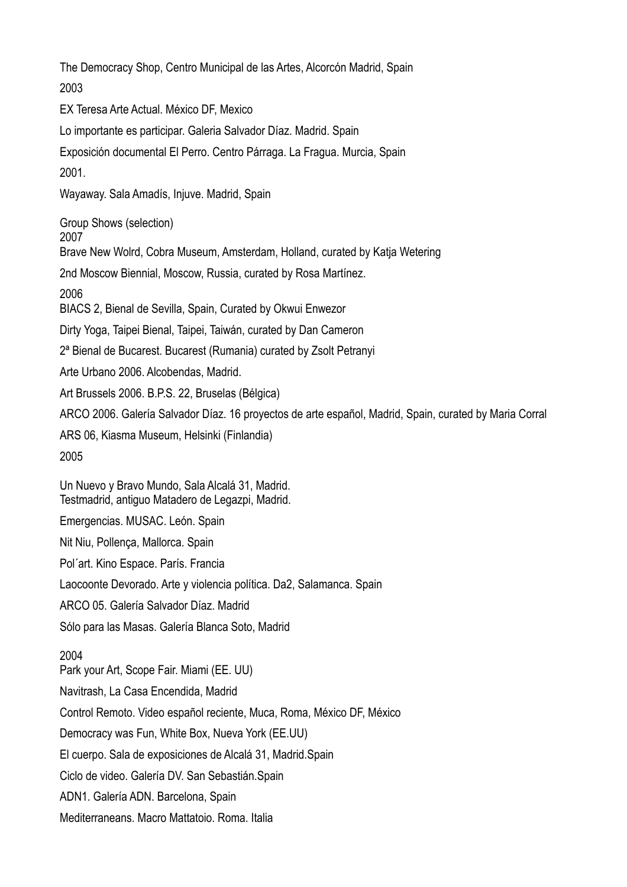The Democracy Shop, Centro Municipal de las Artes, Alcorcón Madrid, Spain

2003

EX Teresa Arte Actual. México DF, Mexico

Lo importante es participar. Galeria Salvador Díaz. Madrid. Spain

Exposición documental El Perro. Centro Párraga. La Fragua. Murcia, Spain

2001.

Wayaway. Sala Amadís, Injuve. Madrid, Spain

## Group Shows (selection)

2007

Brave New Wolrd, Cobra Museum, Amsterdam, Holland, curated by Katja Wetering

2nd Moscow Biennial, Moscow, Russia, curated by Rosa Martínez.

2006

BIACS 2, Bienal de Sevilla, Spain, Curated by Okwui Enwezor

Dirty Yoga, Taipei Bienal, Taipei, Taiwán, curated by Dan Cameron

2ª Bienal de Bucarest. Bucarest (Rumania) curated by Zsolt Petranyi

Arte Urbano 2006. Alcobendas, Madrid.

Art Brussels 2006. B.P.S. 22, Bruselas (Bélgica)

ARCO 2006. Galería Salvador Díaz. 16 proyectos de arte español, Madrid, Spain, curated by Maria Corral

ARS 06, Kiasma Museum, Helsinki (Finlandia)

2005

Un Nuevo y Bravo Mundo, Sala Alcalá 31, Madrid.
Testmadrid, antiguo Matadero de Legazpi, Madrid.

Emergencias. MUSAC. León. Spain

Nit Niu, Pollença, Mallorca. Spain

Pol´art. Kino Espace. París. Francia

Laocoonte Devorado. Arte y violencia política. Da2, Salamanca. Spain

ARCO 05. Galería Salvador Díaz. Madrid

Sólo para las Masas. Galería Blanca Soto, Madrid

2004

Park your Art, Scope Fair. Miami (EE. UU)

Navitrash, La Casa Encendida, Madrid

Control Remoto. Video español reciente, Muca, Roma, México DF, México

Democracy was Fun, White Box, Nueva York (EE.UU)

El cuerpo. Sala de exposiciones de Alcalá 31, Madrid.Spain

Ciclo de video. Galería DV. San Sebastián.Spain

ADN1. Galería ADN. Barcelona, Spain

Mediterraneans. Macro Mattatoio. Roma. Italia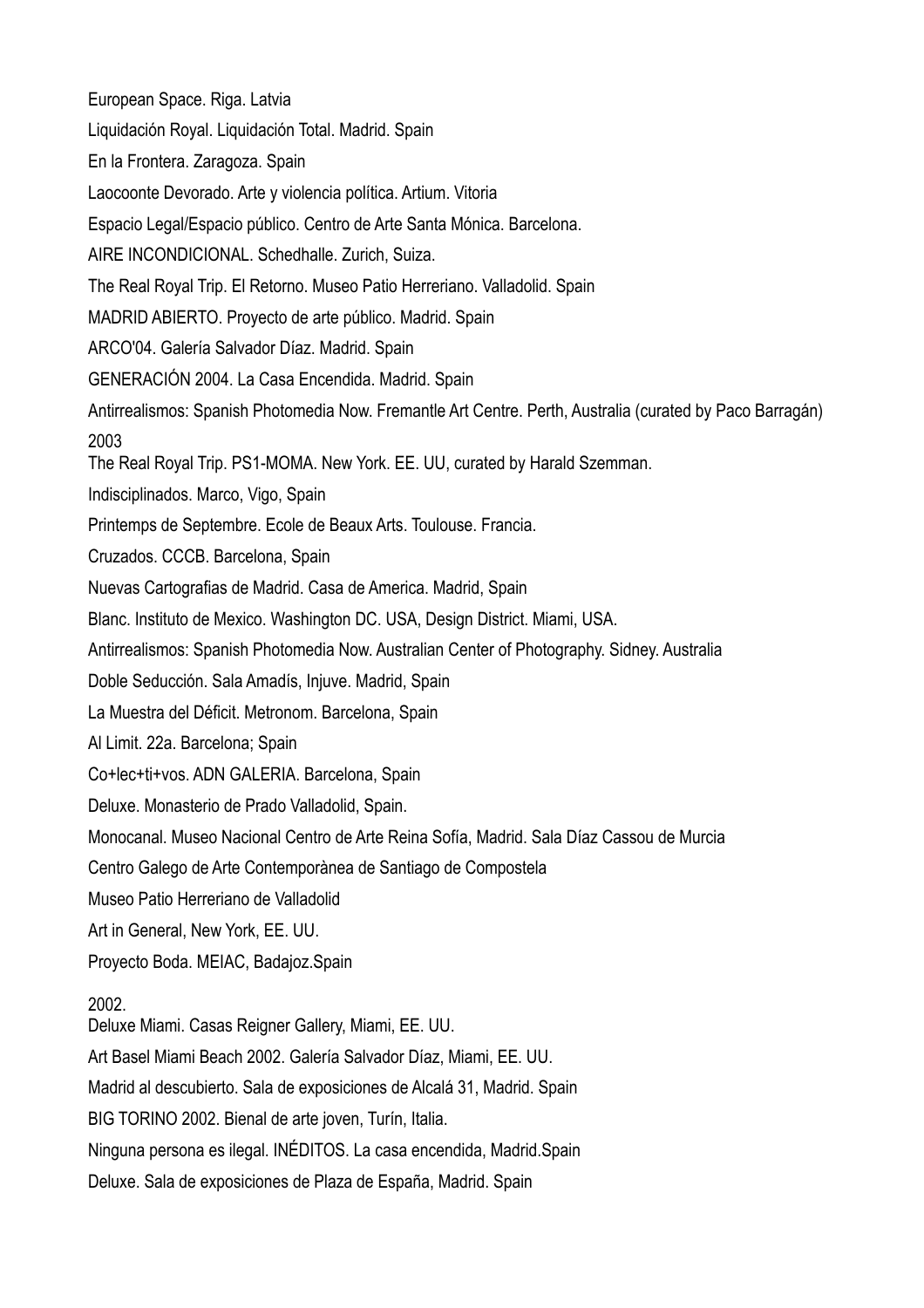European Space. Riga. Latvia

Liquidación Royal. Liquidación Total. Madrid. Spain

En la Frontera. Zaragoza. Spain

Laocoonte Devorado. Arte y violencia política. Artium. Vitoria

Espacio Legal/Espacio público. Centro de Arte Santa Mónica. Barcelona.

AIRE INCONDICIONAL. Schedhalle. Zurich, Suiza.

The Real Royal Trip. El Retorno. Museo Patio Herreriano. Valladolid. Spain

MADRID ABIERTO. Proyecto de arte público. Madrid. Spain

ARCO'04. Galería Salvador Díaz. Madrid. Spain

GENERACIÓN 2004. La Casa Encendida. Madrid. Spain

Antirrealismos: Spanish Photomedia Now. Fremantle Art Centre. Perth, Australia (curated by Paco Barragán)

2003

The Real Royal Trip. PS1-MOMA. New York. EE. UU, curated by Harald Szemman.

Indisciplinados. Marco, Vigo, Spain

Printemps de Septembre. Ecole de Beaux Arts. Toulouse. Francia.

Cruzados. CCCB. Barcelona, Spain

Nuevas Cartografias de Madrid. Casa de America. Madrid, Spain

Blanc. Instituto de Mexico. Washington DC. USA, Design District. Miami, USA.

Antirrealismos: Spanish Photomedia Now. Australian Center of Photography. Sidney. Australia

Doble Seducción. Sala Amadís, Injuve. Madrid, Spain

La Muestra del Déficit. Metronom. Barcelona, Spain

Al Limit. 22a. Barcelona; Spain

Co+lec+ti+vos. ADN GALERIA. Barcelona, Spain

Deluxe. Monasterio de Prado Valladolid, Spain.

Monocanal. Museo Nacional Centro de Arte Reina Sofía, Madrid. Sala Díaz Cassou de Murcia

Centro Galego de Arte Contemporànea de Santiago de Compostela

Museo Patio Herreriano de Valladolid

Art in General, New York, EE. UU.

Proyecto Boda. MEIAC, Badajoz.Spain

2002.

Deluxe Miami. Casas Reigner Gallery, Miami, EE. UU.

Art Basel Miami Beach 2002. Galería Salvador Díaz, Miami, EE. UU.

Madrid al descubierto. Sala de exposiciones de Alcalá 31, Madrid. Spain

BIG TORINO 2002. Bienal de arte joven, Turín, Italia.

Ninguna persona es ilegal. INÉDITOS. La casa encendida, Madrid.Spain

Deluxe. Sala de exposiciones de Plaza de España, Madrid. Spain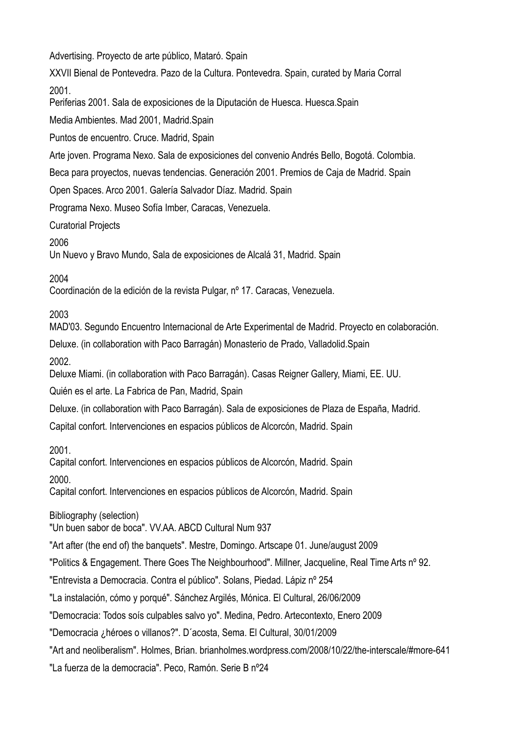Advertising. Proyecto de arte público, Mataró. Spain

XXVII Bienal de Pontevedra. Pazo de la Cultura. Pontevedra. Spain, curated by Maria Corral

2001.

Periferias 2001. Sala de exposiciones de la Diputación de Huesca. Huesca.Spain

Media Ambientes. Mad 2001, Madrid.Spain

Puntos de encuentro. Cruce. Madrid, Spain

Arte joven. Programa Nexo. Sala de exposiciones del convenio Andrés Bello, Bogotá. Colombia.

Beca para proyectos, nuevas tendencias. Generación 2001. Premios de Caja de Madrid. Spain

Open Spaces. Arco 2001. Galería Salvador Díaz. Madrid. Spain

Programa Nexo. Museo Sofía Imber, Caracas, Venezuela.

Curatorial Projects

2006

Un Nuevo y Bravo Mundo, Sala de exposiciones de Alcalá 31, Madrid. Spain

2004

Coordinación de la edición de la revista Pulgar, nº 17. Caracas, Venezuela.

2003

MAD'03. Segundo Encuentro Internacional de Arte Experimental de Madrid. Proyecto en colaboración.

Deluxe. (in collaboration with Paco Barragán) Monasterio de Prado, Valladolid.Spain

2002.

Deluxe Miami. (in collaboration with Paco Barragán). Casas Reigner Gallery, Miami, EE. UU.

Quién es el arte. La Fabrica de Pan, Madrid, Spain

Deluxe. (in collaboration with Paco Barragán). Sala de exposiciones de Plaza de España, Madrid.

Capital confort. Intervenciones en espacios públicos de Alcorcón, Madrid. Spain

2001.

Capital confort. Intervenciones en espacios públicos de Alcorcón, Madrid. Spain

2000.

Capital confort. Intervenciones en espacios públicos de Alcorcón, Madrid. Spain

Bibliography (selection)

"Un buen sabor de boca". VV.AA. ABCD Cultural Num 937

"Art after (the end of) the banquets". Mestre, Domingo. Artscape 01. June/august 2009

"Politics & Engagement. There Goes The Neighbourhood". Millner, Jacqueline, Real Time Arts nº 92.

"Entrevista a Democracia. Contra el público". Solans, Piedad. Lápiz nº 254

"La instalación, cómo y porqué". Sánchez Argilés, Mónica. El Cultural, 26/06/2009

"Democracia: Todos soís culpables salvo yo". Medina, Pedro. Artecontexto, Enero 2009

"Democracia ¿héroes o villanos?". D´acosta, Sema. El Cultural, 30/01/2009

"Art and neoliberalism". Holmes, Brian. brianholmes.wordpress.com/2008/10/22/the-interscale/#more-641

"La fuerza de la democracia". Peco, Ramón. Serie B nº24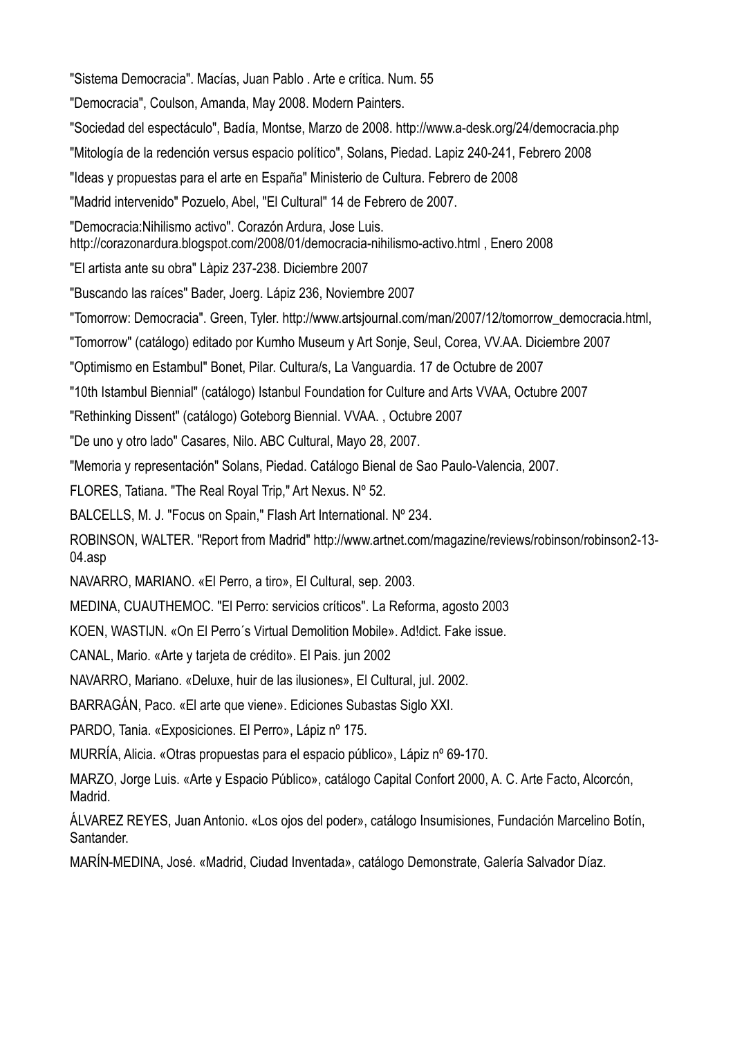"Sistema Democracia". Macías, Juan Pablo . Arte e crítica. Num. 55

"Democracia", Coulson, Amanda, May 2008. Modern Painters.

"Sociedad del espectáculo", Badía, Montse, Marzo de 2008. http://www.a-desk.org/24/democracia.php

"Mitología de la redención versus espacio político", Solans, Piedad. Lapiz 240-241, Febrero 2008

"Ideas y propuestas para el arte en España" Ministerio de Cultura. Febrero de 2008

"Madrid intervenido" Pozuelo, Abel, "El Cultural" 14 de Febrero de 2007.

"Democracia:Nihilismo activo". Corazón Ardura, Jose Luis. http://corazonardura.blogspot.com/2008/01/democracia-nihilismo-activo.html , Enero 2008

"El artista ante su obra" Làpiz 237-238. Diciembre 2007

"Buscando las raíces" Bader, Joerg. Lápiz 236, Noviembre 2007

"Tomorrow: Democracia". Green, Tyler. http://www.artsjournal.com/man/2007/12/tomorrow_democracia.html,

"Tomorrow" (catálogo) editado por Kumho Museum y Art Sonje, Seul, Corea, VV.AA. Diciembre 2007

"Optimismo en Estambul" Bonet, Pilar. Cultura/s, La Vanguardia. 17 de Octubre de 2007

"10th Istambul Biennial" (catálogo) Istanbul Foundation for Culture and Arts VVAA, Octubre 2007

"Rethinking Dissent" (catálogo) Goteborg Biennial. VVAA. , Octubre 2007

"De uno y otro lado" Casares, Nilo. ABC Cultural, Mayo 28, 2007.

"Memoria y representación" Solans, Piedad. Catálogo Bienal de Sao Paulo-Valencia, 2007.

FLORES, Tatiana. "The Real Royal Trip," Art Nexus. Nº 52.

BALCELLS, M. J. "Focus on Spain," Flash Art International. Nº 234.

ROBINSON, WALTER. "Report from Madrid" http://www.artnet.com/magazine/reviews/robinson/robinson2-13-04.asp

NAVARRO, MARIANO. «El Perro, a tiro», El Cultural, sep. 2003.

MEDINA, CUAUTHEMOC. "El Perro: servicios críticos". La Reforma, agosto 2003

KOEN, WASTIJN. «On El Perro´s Virtual Demolition Mobile». Ad!dict. Fake issue.

CANAL, Mario. «Arte y tarjeta de crédito». El Pais. jun 2002

NAVARRO, Mariano. «Deluxe, huir de las ilusiones», El Cultural, jul. 2002.

BARRAGÁN, Paco. «El arte que viene». Ediciones Subastas Siglo XXI.

PARDO, Tania. «Exposiciones. El Perro», Lápiz nº 175.

MURRÍA, Alicia. «Otras propuestas para el espacio público», Lápiz nº 69-170.

MARZO, Jorge Luis. «Arte y Espacio Público», catálogo Capital Confort 2000, A. C. Arte Facto, Alcorcón, Madrid.

ÁLVAREZ REYES, Juan Antonio. «Los ojos del poder», catálogo Insumisiones, Fundación Marcelino Botín, Santander.

MARÍN-MEDINA, José. «Madrid, Ciudad Inventada», catálogo Demonstrate, Galería Salvador Díaz.